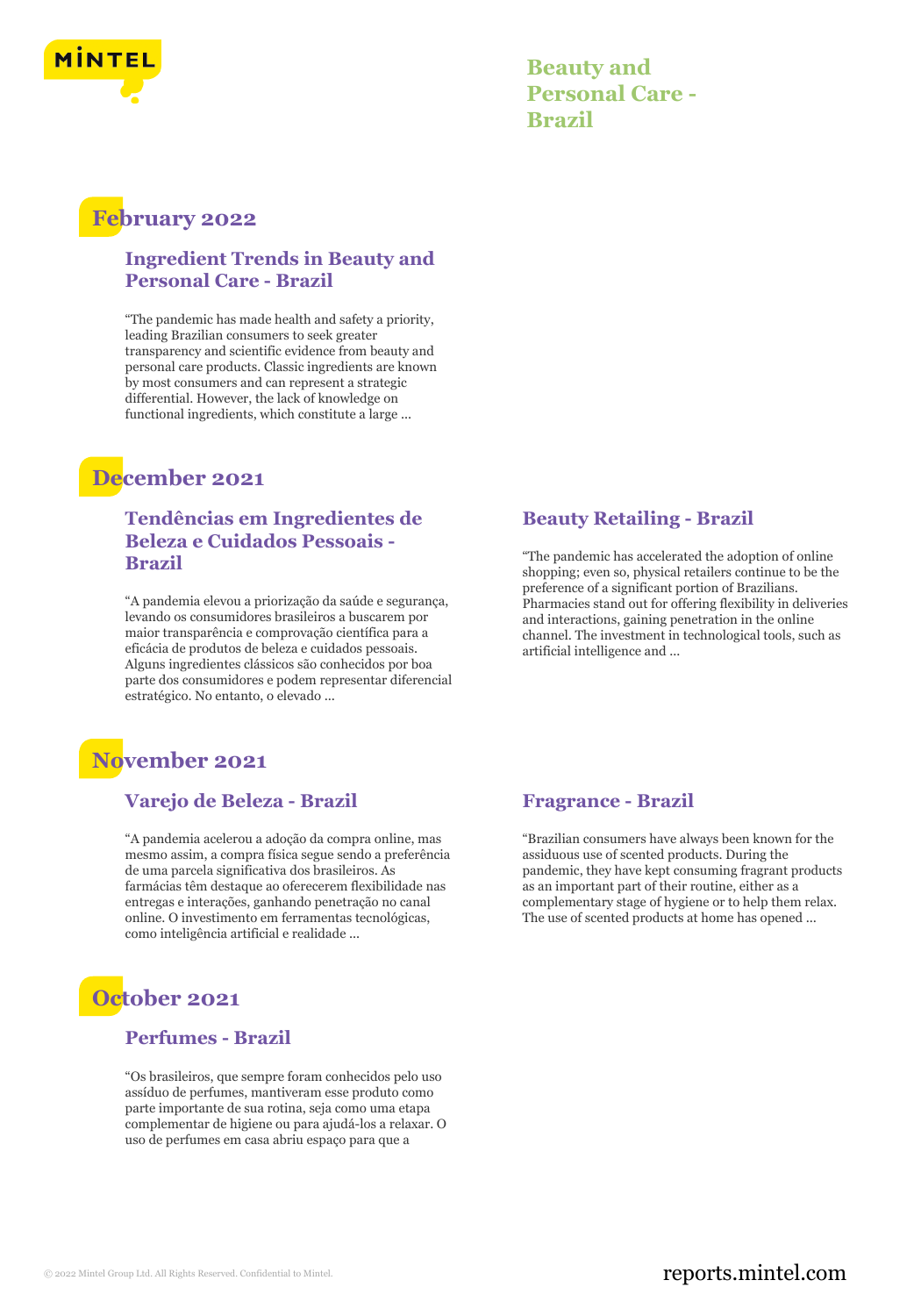# Beauty and Personal Care - Brazil

## February 2022

### Ingredient Trends in Beauty and Personal Care - Brazil

"The pandemic has made health and safety a priority, leading Brazilian consumers to seek greater transparency and scientific evidence from beauty and personal care products. Classic ingredients are known by most consumers and can represent a strategic differential. However, the lack of knowledge on functional ingredients, which constitute a large ...

## December 2021

### Tendências em Ingredientes de Beleza e Cuidados Pessoais - Brazil

"A pandemia elevou a priorização da saúde e segurança, levando os consumidores brasileiros a buscarem por maior transparência e comprovação científica para a eficácia de produtos de beleza e cuidados pessoais. Alguns ingredientes clássicos são conhecidos por boa parte dos consumidores e podem representar diferencial estratégico. No entanto, o elevado ...

### Beauty Retailing - Brazil

"The pandemic has accelerated the adoption of online shopping; even so, physical retailers continue to be the preference of a significant portion of Brazilians. Pharmacies stand out for offering flexibility in deliveries and interactions, gaining penetration in the online channel. The investment in technological tools, such as artificial intelligence and ...

## November 2021

### Varejo de Beleza - Brazil

"A pandemia acelerou a adoção da compra online, mas mesmo assim, a compra física segue sendo a preferência de uma parcela significativa dos brasileiros. As farmácias têm destaque ao oferecerem flexibilidade nas entregas e interações, ganhando penetração no canal online. O investimento em ferramentas tecnológicas, como inteligência artificial e realidade ...

### Fragrance - Brazil

"Brazilian consumers have always been known for the assiduous use of scented products. During the pandemic, they have kept consuming fragrant products as an important part of their routine, either as a complementary stage of hygiene or to help them relax. The use of scented products at home has opened ...

## October 2021

### Perfumes - Brazil

"Os brasileiros, que sempre foram conhecidos pelo uso assíduo de perfumes, mantiveram esse produto como parte importante de sua rotina, seja como uma etapa complementar de higiene ou para ajudá-los a relaxar. O uso de perfumes em casa abriu espaço para que a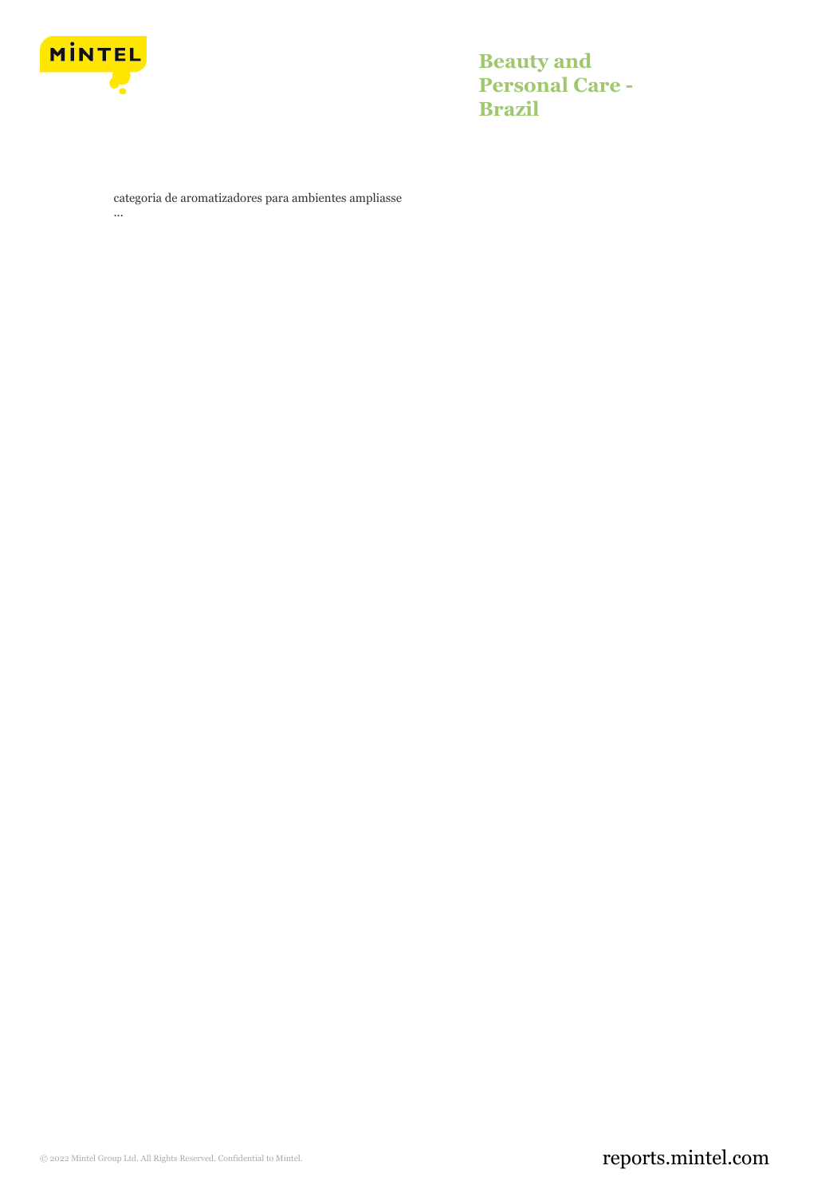categoria de aromatizadores para ambientes ampliasse

...